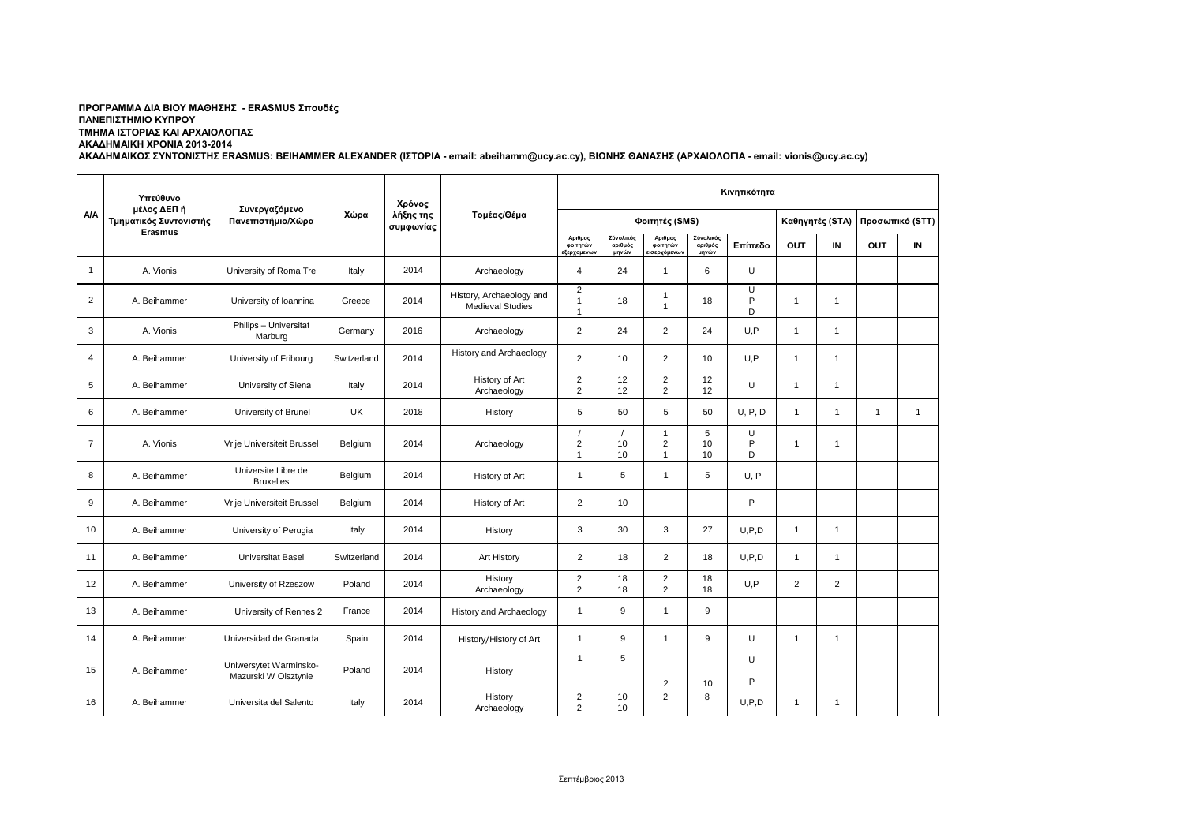**ΠΡΟΓΡΑΜΜΑ ΔΙΑ ΒΙΟΥ ΜΑΘΗΣΗΣ - ERASMUS Σπουδές**
**ΠΑΝΕΠΙΣΤΗΜΙΟ ΚΥΠΡΟΥ**
**ΤΜΗΜΑ ΙΣΤΟΡΙΑΣ ΚΑΙ ΑΡΧΑΙΟΛΟΓΙΑΣ**
**ΑΚΑΔΗΜΑΙΚΗ ΧΡΟΝΙΑ 2013-2014**
**ΑΚΑΔΗΜΑΙΚΟΣ ΣΥΝΤΟΝΙΣΤΗΣ ERASMUS: BEIHAMMER ALEXANDER (ΙΣΤΟΡΙΑ - email: abeihamm@ucy.ac.cy), ΒΙΩΝΗΣ ΘΑΝΑΣΗΣ (ΑΡΧΑΙΟΛΟΓΙΑ - email: vionis@ucy.ac.cy)**

| Α/Α | Υπεύθυνο μέλος ΔΕΠ ή Τμηματικός Συντονιστής Erasmus | Συνεργαζόμενο Πανεπιστήμιο/Χώρα | Χώρα | Χρόνος λήξης της συμφωνίας | Τομέας/Θέμα | Κινητικότητα | | | | | | | | |
|---|---|---|---|---|---|---|---|---|---|---|---|---|---|---|
| | | | | | | Φοιτητές (SMS) | | | | | Καθηγητές (STA) | | Προσωπικό (STT) | |
| | | | | | | Αριθμος φοιτητών εξερχομενων | Σύνολικός αριθμός μηνών | Αριθμος φοιτητών εισερχόμενων | Σύνολικός αριθμός μηνών | Επίπεδο | OUT | IN | OUT | IN |
| 1 | A. Vionis | University of Roma Tre | Italy | 2014 | Archaeology | 4 | 24 | 1 | 6 | U | | | | |
| 2 | A. Beihammer | University of Ioannina | Greece | 2014 | History, Archaeology and Medieval Studies | 2<br>1<br>1 | 18 | 1<br>1 | 18 | U<br>P<br>D | 1 | 1 | | |
| 3 | A. Vionis | Philips – Universitat Marburg | Germany | 2016 | Archaeology | 2 | 24 | 2 | 24 | U,P | 1 | 1 | | |
| 4 | A. Beihammer | University of Fribourg | Switzerland | 2014 | History and Archaeology | 2 | 10 | 2 | 10 | U,P | 1 | 1 | | |
| 5 | A. Beihammer | University of Siena | Italy | 2014 | History of Art<br>Archaeology | 2<br>2 | 12<br>12 | 2<br>2 | 12<br>12 | U | 1 | 1 | | |
| 6 | A. Beihammer | University of Brunel | UK | 2018 | History | 5 | 50 | 5 | 50 | U, P, D | 1 | 1 | 1 | 1 |
| 7 | A. Vionis | Vrije Universiteit Brussel | Belgium | 2014 | Archaeology | /<br>2<br>1 | /<br>10<br>10 | 1<br>2<br>1 | 5<br>10<br>10 | U<br>P<br>D | 1 | 1 | | |
| 8 | A. Beihammer | Universite Libre de Bruxelles | Belgium | 2014 | History of Art | 1 | 5 | 1 | 5 | U, P | | | | |
| 9 | A. Beihammer | Vrije Universiteit Brussel | Belgium | 2014 | History of Art | 2 | 10 | | | P | | | | |
| 10 | A. Beihammer | University of Perugia | Italy | 2014 | History | 3 | 30 | 3 | 27 | U,P,D | 1 | 1 | | |
| 11 | A. Beihammer | Universitat Basel | Switzerland | 2014 | Art History | 2 | 18 | 2 | 18 | U,P,D | 1 | 1 | | |
| 12 | A. Beihammer | University of Rzeszow | Poland | 2014 | History<br>Archaeology | 2<br>2 | 18<br>18 | 2<br>2 | 18<br>18 | U,P | 2 | 2 | | |
| 13 | A. Beihammer | University of Rennes 2 | France | 2014 | History and Archaeology | 1 | 9 | 1 | 9 | | | | | |
| 14 | A. Beihammer | Universidad de Granada | Spain | 2014 | History/History of Art | 1 | 9 | 1 | 9 | U | 1 | 1 | | |
| 15 | A. Beihammer | Uniwersytet Warminsko-Mazurski W Olsztynie | Poland | 2014 | History | 1 | 5 | 2 | 10 | U<br>P | | | | |
| 16 | A. Beihammer | Universita del Salento | Italy | 2014 | History<br>Archaeology | 2<br>2 | 10<br>10 | 2 | 8 | U,P,D | 1 | 1 | | |

Σεπτέμβριος 2013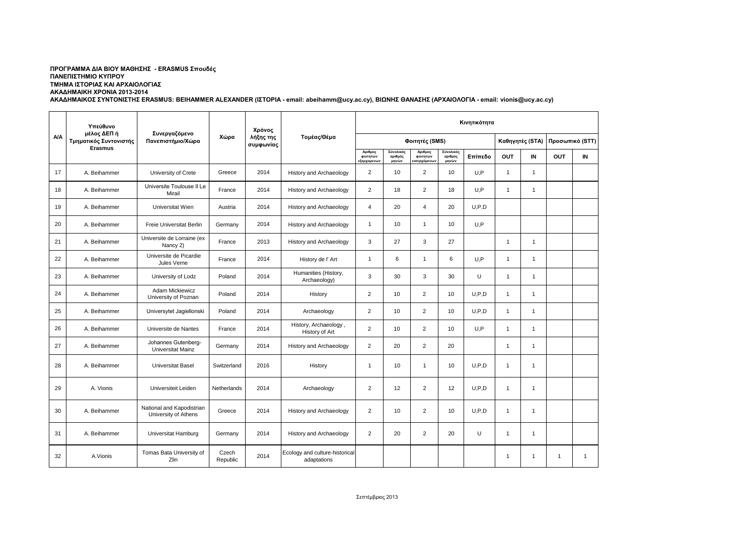**ΠΡΟΓΡΑΜΜΑ ΔΙΑ ΒΙΟΥ ΜΑΘΗΣΗΣ - ERASMUS Σπουδές**
**ΠΑΝΕΠΙΣΤΗΜΙΟ ΚΥΠΡΟΥ**
**ΤΜΗΜΑ ΙΣΤΟΡΙΑΣ ΚΑΙ ΑΡΧΑΙΟΛΟΓΙΑΣ**
**ΑΚΑΔΗΜΑΙΚΗ ΧΡΟΝΙΑ 2013-2014**
**ΑΚΑΔΗΜΑΙΚΟΣ ΣΥΝΤΟΝΙΣΤΗΣ ERASMUS: BEIHAMMER ALEXANDER (ΙΣΤΟΡΙΑ - email: abeihamm@ucy.ac.cy), ΒΙΩΝΗΣ ΘΑΝΑΣΗΣ (ΑΡΧΑΙΟΛΟΓΙΑ - email: vionis@ucy.ac.cy)**

| Α/Α | Υπεύθυνο μέλος ΔΕΠ ή Τμηματικός Συντονιστής Erasmus | Συνεργαζόμενο Πανεπιστήμιο/Χώρα | Χώρα | Χρόνος λήξης της συμφωνίας | Τομέας/Θέμα | Κινητικότητα | | | | | | | | |
|---|---|---|---|---|---|---|---|---|---|---|---|---|---|---|
| | | | | | | Φοιτητές (SMS) | | | | | Καθηγητές (STA) | | Προσωπικό (STT) | |
| | | | | | | Αριθμος φοιτητών εξερχομενων | Συνολικός αριθμός μηνών | Αριθμος φοιτητών εισερχόμενων | Συνολικός αριθμός μηνών | Επίπεδο | OUT | IN | OUT | IN |
| 17 | A. Beihammer | University of Crete | Greece | 2014 | History and Archaeology | 2 | 10 | 2 | 10 | U,P | 1 | 1 | | |
| 18 | A. Beihammer | Universite Toulouse II Le Mirail | France | 2014 | History and Archaeology | 2 | 18 | 2 | 18 | U,P | 1 | 1 | | |
| 19 | A. Beihammer | Universitat Wien | Austria | 2014 | History and Archaeology | 4 | 20 | 4 | 20 | U,P,D | | | | |
| 20 | A. Beihammer | Freie Universitat Berlin | Germany | 2014 | History and Archaeology | 1 | 10 | 1 | 10 | U,P | | | | |
| 21 | A. Beihammer | Universite de Lorraine (ex Nancy 2) | France | 2013 | History and Archaeology | 3 | 27 | 3 | 27 | | 1 | 1 | | |
| 22 | A. Beihammer | Universite de Picardie Jules Verne | France | 2014 | History de l' Art | 1 | 6 | 1 | 6 | U,P | 1 | 1 | | |
| 23 | A. Beihammer | University of Lodz | Poland | 2014 | Humanities (History, Archaeology) | 3 | 30 | 3 | 30 | U | 1 | 1 | | |
| 24 | A. Beihammer | Adam Mickiewicz University of Poznan | Poland | 2014 | History | 2 | 10 | 2 | 10 | U,P,D | 1 | 1 | | |
| 25 | A. Beihammer | Universytet Jagiellonski | Poland | 2014 | Archaeology | 2 | 10 | 2 | 10 | U,P,D | 1 | 1 | | |
| 26 | A. Beihammer | Universite de Nantes | France | 2014 | History, Archaeology , History of Art | 2 | 10 | 2 | 10 | U,P | 1 | 1 | | |
| 27 | A. Beihammer | Johannes Gutenberg-Universitat Mainz | Germany | 2014 | History and Archaeology | 2 | 20 | 2 | 20 | | 1 | 1 | | |
| 28 | A. Beihammer | Universitat Basel | Switzerland | 2016 | History | 1 | 10 | 1 | 10 | U,P,D | 1 | 1 | | |
| 29 | A. Vionis | Universiteit Leiden | Netherlands | 2014 | Archaeology | 2 | 12 | 2 | 12 | U,P,D | 1 | 1 | | |
| 30 | A. Beihammer | National and Kapodistrian University of Athens | Greece | 2014 | History and Archaeology | 2 | 10 | 2 | 10 | U,P,D | 1 | 1 | | |
| 31 | A. Beihammer | Universitat Hamburg | Germany | 2014 | History and Archaeology | 2 | 20 | 2 | 20 | U | 1 | 1 | | |
| 32 | A.Vionis | Tomas Bata University of Zlin | Czech Republic | 2014 | Ecology and culture-historical adaptations | | | | | | 1 | 1 | 1 | 1 |

Σεπτέμβριος 2013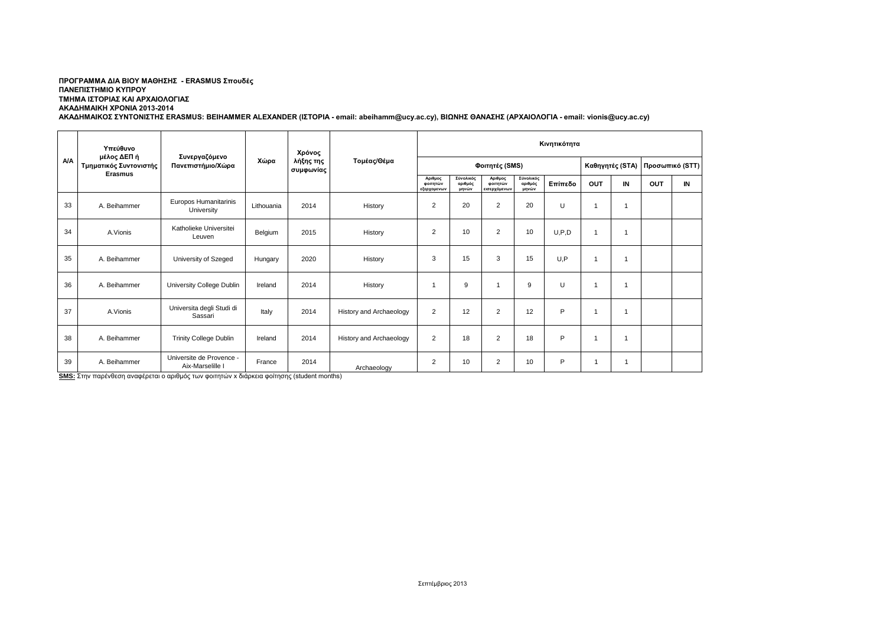**ΠΡΟΓΡΑΜΜΑ ΔΙΑ ΒΙΟΥ ΜΑΘΗΣΗΣ - ERASMUS Σπουδές**
**ΠΑΝΕΠΙΣΤΗΜΙΟ ΚΥΠΡΟΥ**
**ΤΜΗΜΑ ΙΣΤΟΡΙΑΣ ΚΑΙ ΑΡΧΑΙΟΛΟΓΙΑΣ**
**ΑΚΑΔΗΜΑΙΚΗ ΧΡΟΝΙΑ 2013-2014**
**ΑΚΑΔΗΜΑΙΚΟΣ ΣΥΝΤΟΝΙΣΤΗΣ ERASMUS: BEIHAMMER ALEXANDER (ΙΣΤΟΡΙΑ - email: abeihamm@ucy.ac.cy), ΒΙΩΝΗΣ ΘΑΝΑΣΗΣ (ΑΡΧΑΙΟΛΟΓΙΑ - email: vionis@ucy.ac.cy)**

| Α/Α | Υπεύθυνο μέλος ΔΕΠ ή Τμηματικός Συντονιστής Erasmus | Συνεργαζόμενο Πανεπιστήμιο/Χώρα | Χώρα | Χρόνος λήξης της συμφωνίας | Τομέας/Θέμα | Κινητικότητα | | | | | | | | |
|---|---|---|---|---|---|---|---|---|---|---|---|---|---|---|
| | | | | | | Φοιτητές (SMS) | | | | | Καθηγητές (STA) | | Προσωπικό (STT) | |
| | | | | | | Αριθμος φοιτητών εξερχομενων | Σύνολικός αριθμός μηνών | Αριθμος φοιτητών εισερχόμενων | Σύνολικός αριθμός μηνών | Επίπεδο | OUT | IN | OUT | IN |
| 33 | A. Beihammer | Europos Humanitarinis University | Lithouania | 2014 | History | 2 | 20 | 2 | 20 | U | 1 | 1 | | |
| 34 | A.Vionis | Katholieke Universitei Leuven | Belgium | 2015 | History | 2 | 10 | 2 | 10 | U,P,D | 1 | 1 | | |
| 35 | A. Beihammer | University of Szeged | Hungary | 2020 | History | 3 | 15 | 3 | 15 | U,P | 1 | 1 | | |
| 36 | A. Beihammer | University College Dublin | Ireland | 2014 | History | 1 | 9 | 1 | 9 | U | 1 | 1 | | |
| 37 | A.Vionis | Universita degli Studi di Sassari | Italy | 2014 | History and Archaeology | 2 | 12 | 2 | 12 | P | 1 | 1 | | |
| 38 | A. Beihammer | Trinity College Dublin | Ireland | 2014 | History and Archaeology | 2 | 18 | 2 | 18 | P | 1 | 1 | | |
| 39 | A. Beihammer | Universite de Provence - Aix-Marselille I | France | 2014 | Archaeology | 2 | 10 | 2 | 10 | P | 1 | 1 | | |

**SMS:** Στην παρένθεση αναφέρεται ο αριθμός των φοιτητών x διάρκεια φοίτησης (student months)

Σεπτέμβριος 2013